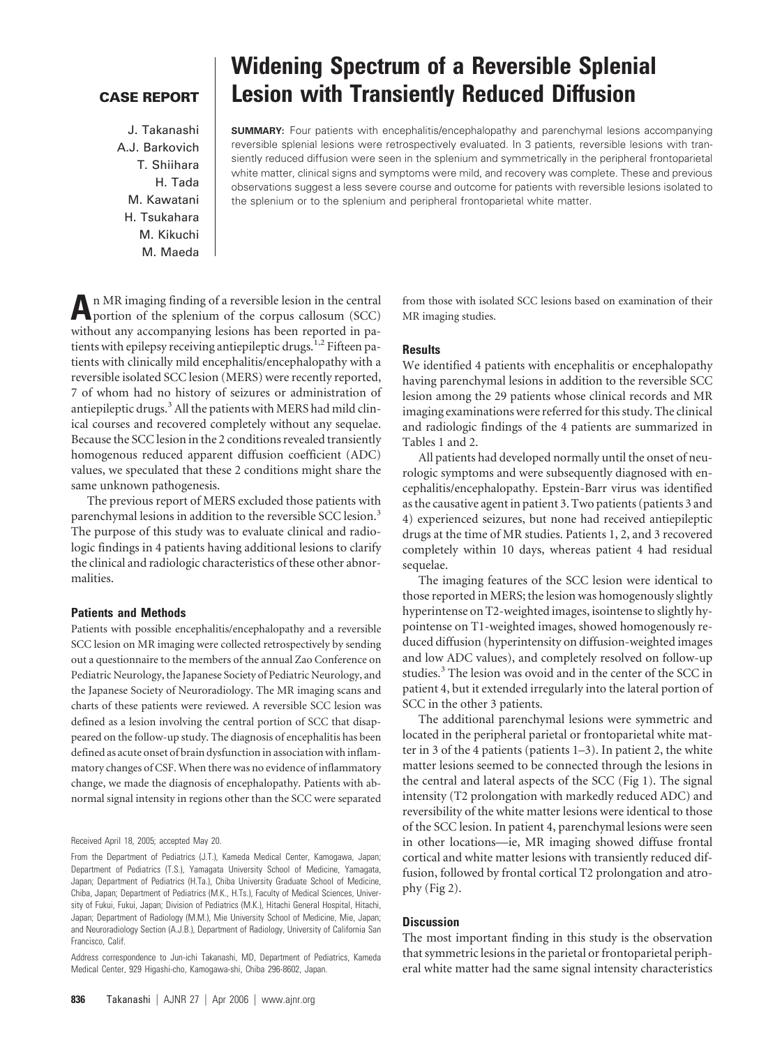**CASE REPORT**

# Widening Spectrum of a Reversible Splenial Lesion with Transiently Reduced Diffusion

J. Takanashi
A.J. Barkovich
T. Shiihara
H. Tada
M. Kawatani
H. Tsukahara
M. Kikuchi
M. Maeda

**SUMMARY:** Four patients with encephalitis/encephalopathy and parenchymal lesions accompanying reversible splenial lesions were retrospectively evaluated. In 3 patients, reversible lesions with transiently reduced diffusion were seen in the splenium and symmetrically in the peripheral frontoparietal white matter, clinical signs and symptoms were mild, and recovery was complete. These and previous observations suggest a less severe course and outcome for patients with reversible lesions isolated to the splenium or to the splenium and peripheral frontoparietal white matter.

An MR imaging finding of a reversible lesion in the central portion of the splenium of the corpus callosum (SCC) without any accompanying lesions has been reported in patients with epilepsy receiving antiepileptic drugs.[1,2] Fifteen patients with clinically mild encephalitis/encephalopathy with a reversible isolated SCC lesion (MERS) were recently reported, 7 of whom had no history of seizures or administration of antiepileptic drugs.[3] All the patients with MERS had mild clinical courses and recovered completely without any sequelae. Because the SCC lesion in the 2 conditions revealed transiently homogenous reduced apparent diffusion coefficient (ADC) values, we speculated that these 2 conditions might share the same unknown pathogenesis.

The previous report of MERS excluded those patients with parenchymal lesions in addition to the reversible SCC lesion.[3] The purpose of this study was to evaluate clinical and radiologic findings in 4 patients having additional lesions to clarify the clinical and radiologic characteristics of these other abnormalities.

## Patients and Methods

Patients with possible encephalitis/encephalopathy and a reversible SCC lesion on MR imaging were collected retrospectively by sending out a questionnaire to the members of the annual Zao Conference on Pediatric Neurology, the Japanese Society of Pediatric Neurology, and the Japanese Society of Neuroradiology. The MR imaging scans and charts of these patients were reviewed. A reversible SCC lesion was defined as a lesion involving the central portion of SCC that disappeared on the follow-up study. The diagnosis of encephalitis has been defined as acute onset of brain dysfunction in association with inflammatory changes of CSF. When there was no evidence of inflammatory change, we made the diagnosis of encephalopathy. Patients with abnormal signal intensity in regions other than the SCC were separated from those with isolated SCC lesions based on examination of their MR imaging studies.

## Results

We identified 4 patients with encephalitis or encephalopathy having parenchymal lesions in addition to the reversible SCC lesion among the 29 patients whose clinical records and MR imaging examinations were referred for this study. The clinical and radiologic findings of the 4 patients are summarized in Tables 1 and 2.

All patients had developed normally until the onset of neurologic symptoms and were subsequently diagnosed with encephalitis/encephalopathy. Epstein-Barr virus was identified as the causative agent in patient 3. Two patients (patients 3 and 4) experienced seizures, but none had received antiepileptic drugs at the time of MR studies. Patients 1, 2, and 3 recovered completely within 10 days, whereas patient 4 had residual sequelae.

The imaging features of the SCC lesion were identical to those reported in MERS; the lesion was homogenously slightly hyperintense on T2-weighted images, isointense to slightly hypointense on T1-weighted images, showed homogenously reduced diffusion (hyperintensity on diffusion-weighted images and low ADC values), and completely resolved on follow-up studies.[3] The lesion was ovoid and in the center of the SCC in patient 4, but it extended irregularly into the lateral portion of SCC in the other 3 patients.

The additional parenchymal lesions were symmetric and located in the peripheral parietal or frontoparietal white matter in 3 of the 4 patients (patients 1–3). In patient 2, the white matter lesions seemed to be connected through the lesions in the central and lateral aspects of the SCC (Fig 1). The signal intensity (T2 prolongation with markedly reduced ADC) and reversibility of the white matter lesions were identical to those of the SCC lesion. In patient 4, parenchymal lesions were seen in other locations—ie, MR imaging showed diffuse frontal cortical and white matter lesions with transiently reduced diffusion, followed by frontal cortical T2 prolongation and atrophy (Fig 2).

## Discussion

The most important finding in this study is the observation that symmetric lesions in the parietal or frontoparietal peripheral white matter had the same signal intensity characteristics

Received April 18, 2005; accepted May 20.

From the Department of Pediatrics (J.T.), Kameda Medical Center, Kamogawa, Japan; Department of Pediatrics (T.S.), Yamagata University School of Medicine, Yamagata, Japan; Department of Pediatrics (H.Ta.), Chiba University Graduate School of Medicine, Chiba, Japan; Department of Pediatrics (M.K., H.Ts.), Faculty of Medical Sciences, University of Fukui, Fukui, Japan; Division of Pediatrics (M.K.), Hitachi General Hospital, Hitachi, Japan; Department of Radiology (M.M.), Mie University School of Medicine, Mie, Japan; and Neuroradiology Section (A.J.B.), Department of Radiology, University of California San Francisco, Calif.

Address correspondence to Jun-ichi Takanashi, MD, Department of Pediatrics, Kameda Medical Center, 929 Higashi-cho, Kamogawa-shi, Chiba 296-8602, Japan.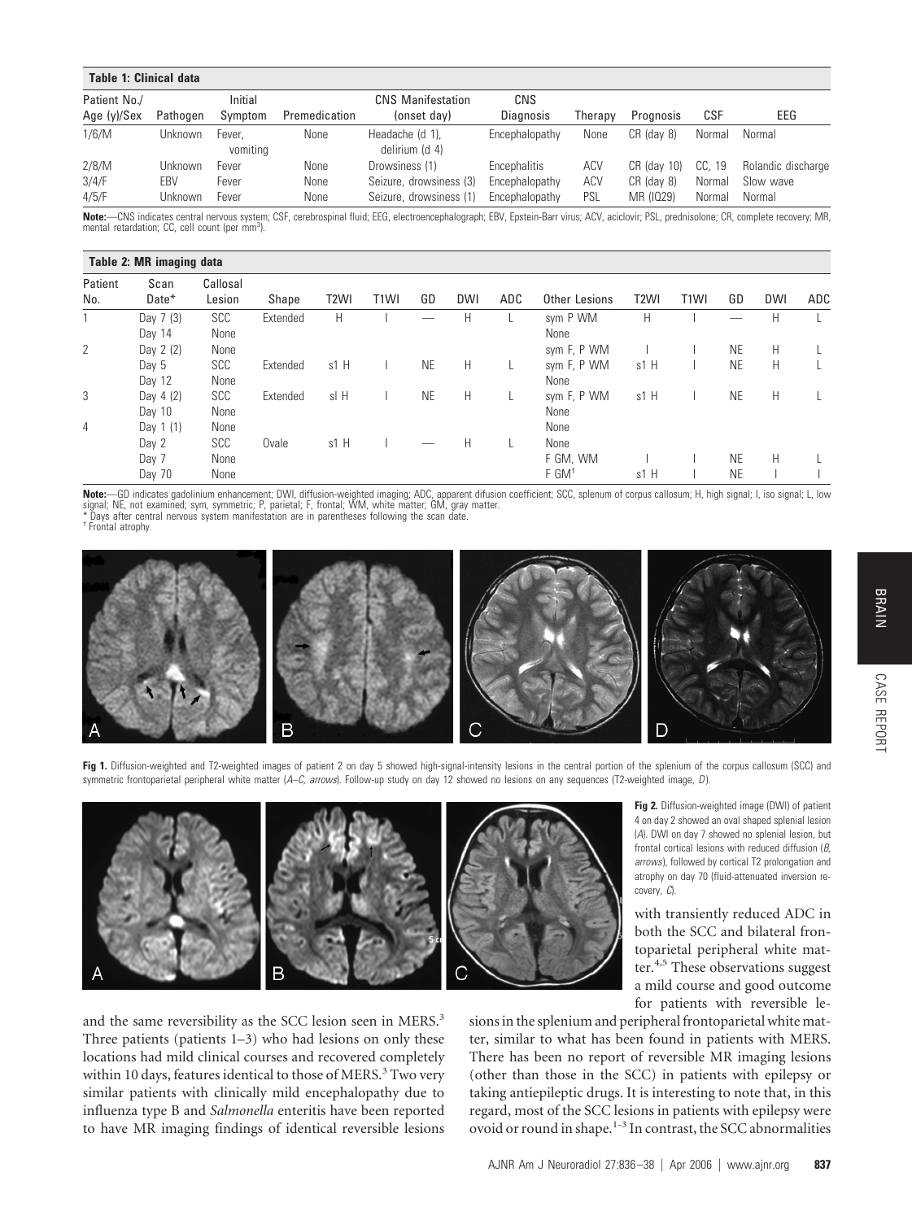**Table 1: Clinical data**

| Patient No./ Age (y)/Sex | Pathogen | Initial Symptom | Premedication | CNS Manifestation (onset day) | CNS Diagnosis | Therapy | Prognosis | CSF | EEG |
|---|---|---|---|---|---|---|---|---|---|
| 1/6/M | Unknown | Fever, vomiting | None | Headache (d 1), delirium (d 4) | Encephalopathy | None | CR (day 8) | Normal | Normal |
| 2/8/M | Unknown | Fever | None | Drowsiness (1) | Encephalitis | ACV | CR (day 10) | CC, 19 | Rolandic discharge |
| 3/4/F | EBV | Fever | None | Seizure, drowsiness (3) | Encephalopathy | ACV | CR (day 8) | Normal | Slow wave |
| 4/5/F | Unknown | Fever | None | Seizure, drowsiness (1) | Encephalopathy | PSL | MR (IQ29) | Normal | Normal |

**Note:**—CNS indicates central nervous system; CSF, cerebrospinal fluid; EEG, electroencephalograph; EBV, Epstein-Barr virus; ACV, aciclovir; PSL, prednisolone; CR, complete recovery; MR, mental retardation; CC, cell count (per mm³).

**Table 2: MR imaging data**

| Patient No. | Scan Date* | Callosal Lesion | Shape | T2WI | T1WI | GD | DWI | ADC | Other Lesions | T2WI | T1WI | GD | DWI | ADC |
|---|---|---|---|---|---|---|---|---|---|---|---|---|---|---|
| 1 | Day 7 (3) | SCC | Extended | H | I | — | H | L | sym P WM | H | I | — | H | L |
| | Day 14 | None | | | | | | | None | | | | | |
| 2 | Day 2 (2) | None | | | | | | | sym F, P WM | I | I | NE | H | L |
| | Day 5 | SCC | Extended | s1 H | I | NE | H | L | sym F, P WM | s1 H | I | NE | H | L |
| | Day 12 | None | | | | | | | None | | | | | |
| 3 | Day 4 (2) | SCC | Extended | sl H | I | NE | H | L | sym F, P WM | s1 H | I | NE | H | L |
| | Day 10 | None | | | | | | | None | | | | | |
| 4 | Day 1 (1) | None | | | | | | | None | | | | | |
| | Day 2 | SCC | Ovale | s1 H | I | — | H | L | None | | | | | |
| | Day 7 | None | | | | | | | F GM, WM | I | I | NE | H | L |
| | Day 70 | None | | | | | | | F GM† | s1 H | I | NE | I | I |

**Note:**—GD indicates gadolinium enhancement; DWI, diffusion-weighted imaging; ADC, apparent difusion coefficient; SCC, splenum of corpus callosum; H, high signal; I, iso signal; L, low signal; NE, not examined; sym, symmetric; P, parietal; F, frontal; WM, white matter; GM, gray matter.
\* Days after central nervous system manifestation are in parentheses following the scan date.
† Frontal atrophy.

**Fig 1.** Diffusion-weighted and T2-weighted images of patient 2 on day 5 showed high-signal-intensity lesions in the central portion of the splenium of the corpus callosum (SCC) and symmetric frontoparietal peripheral white matter (*A–C, arrows*). Follow-up study on day 12 showed no lesions on any sequences (T2-weighted image, *D*).

**Fig 2.** Diffusion-weighted image (DWI) of patient 4 on day 2 showed an oval shaped splenial lesion (*A*). DWI on day 7 showed no splenial lesion, but frontal cortical lesions with reduced diffusion (*B, arrows*), followed by cortical T2 prolongation and atrophy on day 70 (fluid-attenuated inversion recovery, *C*).

and the same reversibility as the SCC lesion seen in MERS.[3] Three patients (patients 1–3) who had lesions on only these locations had mild clinical courses and recovered completely within 10 days, features identical to those of MERS.[3] Two very similar patients with clinically mild encephalopathy due to influenza type B and *Salmonella* enteritis have been reported to have MR imaging findings of identical reversible lesions with transiently reduced ADC in both the SCC and bilateral frontoparietal peripheral white matter.[4,5] These observations suggest a mild course and good outcome for patients with reversible lesions in the splenium and peripheral frontoparietal white matter, similar to what has been found in patients with MERS. There has been no report of reversible MR imaging lesions (other than those in the SCC) in patients with epilepsy or taking antiepileptic drugs. It is interesting to note that, in this regard, most of the SCC lesions in patients with epilepsy were ovoid or round in shape.[1-3] In contrast, the SCC abnormalities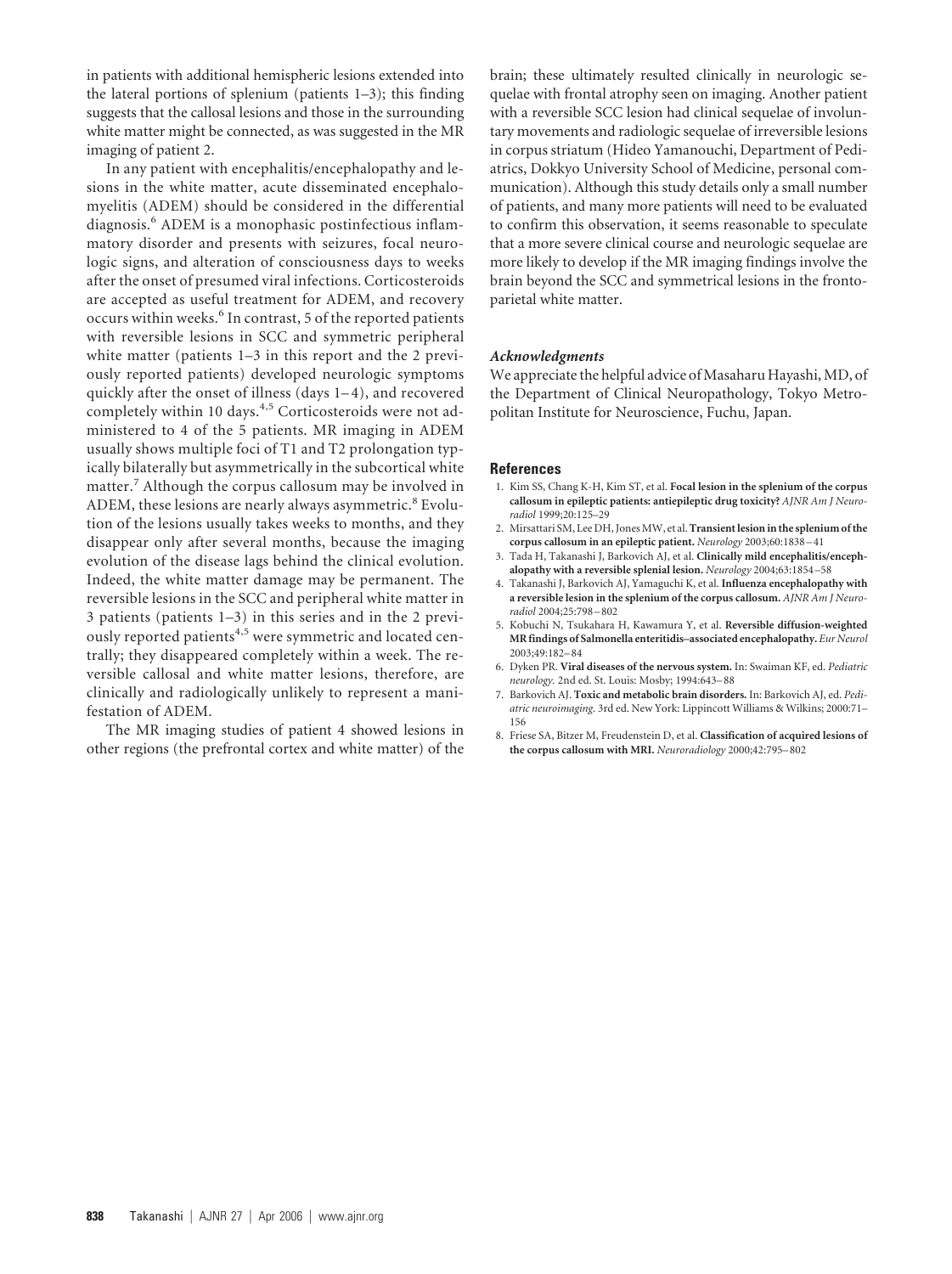in patients with additional hemispheric lesions extended into the lateral portions of splenium (patients 1–3); this finding suggests that the callosal lesions and those in the surrounding white matter might be connected, as was suggested in the MR imaging of patient 2.

In any patient with encephalitis/encephalopathy and lesions in the white matter, acute disseminated encephalomyelitis (ADEM) should be considered in the differential diagnosis.[6] ADEM is a monophasic postinfectious inflammatory disorder and presents with seizures, focal neurologic signs, and alteration of consciousness days to weeks after the onset of presumed viral infections. Corticosteroids are accepted as useful treatment for ADEM, and recovery occurs within weeks.[6] In contrast, 5 of the reported patients with reversible lesions in SCC and symmetric peripheral white matter (patients 1–3 in this report and the 2 previously reported patients) developed neurologic symptoms quickly after the onset of illness (days 1–4), and recovered completely within 10 days.[4,5] Corticosteroids were not administered to 4 of the 5 patients. MR imaging in ADEM usually shows multiple foci of T1 and T2 prolongation typically bilaterally but asymmetrically in the subcortical white matter.[7] Although the corpus callosum may be involved in ADEM, these lesions are nearly always asymmetric.[8] Evolution of the lesions usually takes weeks to months, and they disappear only after several months, because the imaging evolution of the disease lags behind the clinical evolution. Indeed, the white matter damage may be permanent. The reversible lesions in the SCC and peripheral white matter in 3 patients (patients 1–3) in this series and in the 2 previously reported patients[4,5] were symmetric and located centrally; they disappeared completely within a week. The reversible callosal and white matter lesions, therefore, are clinically and radiologically unlikely to represent a manifestation of ADEM.

The MR imaging studies of patient 4 showed lesions in other regions (the prefrontal cortex and white matter) of the brain; these ultimately resulted clinically in neurologic sequelae with frontal atrophy seen on imaging. Another patient with a reversible SCC lesion had clinical sequelae of involuntary movements and radiologic sequelae of irreversible lesions in corpus striatum (Hideo Yamanouchi, Department of Pediatrics, Dokkyo University School of Medicine, personal communication). Although this study details only a small number of patients, and many more patients will need to be evaluated to confirm this observation, it seems reasonable to speculate that a more severe clinical course and neurologic sequelae are more likely to develop if the MR imaging findings involve the brain beyond the SCC and symmetrical lesions in the frontoparietal white matter.

### *Acknowledgments*

We appreciate the helpful advice of Masaharu Hayashi, MD, of the Department of Clinical Neuropathology, Tokyo Metropolitan Institute for Neuroscience, Fuchu, Japan.

## References

1. Kim SS, Chang K-H, Kim ST, et al. **Focal lesion in the splenium of the corpus callosum in epileptic patients: antiepileptic drug toxicity?** *AJNR Am J Neuroradiol* 1999;20:125–29
2. Mirsattari SM, Lee DH, Jones MW, et al. **Transient lesion in the splenium of the corpus callosum in an epileptic patient.** *Neurology* 2003;60:1838–41
3. Tada H, Takanashi J, Barkovich AJ, et al. **Clinically mild encephalitis/encephalopathy with a reversible splenial lesion.** *Neurology* 2004;63:1854–58
4. Takanashi J, Barkovich AJ, Yamaguchi K, et al. **Influenza encephalopathy with a reversible lesion in the splenium of the corpus callosum.** *AJNR Am J Neuroradiol* 2004;25:798–802
5. Kobuchi N, Tsukahara H, Kawamura Y, et al. **Reversible diffusion-weighted MR findings of Salmonella enteritidis–associated encephalopathy.** *Eur Neurol* 2003;49:182–84
6. Dyken PR. **Viral diseases of the nervous system.** In: Swaiman KF, ed. *Pediatric neurology.* 2nd ed. St. Louis: Mosby; 1994:643–88
7. Barkovich AJ. **Toxic and metabolic brain disorders.** In: Barkovich AJ, ed. *Pediatric neuroimaging.* 3rd ed. New York: Lippincott Williams & Wilkins; 2000:71–156
8. Friese SA, Bitzer M, Freudenstein D, et al. **Classification of acquired lesions of the corpus callosum with MRI.** *Neuroradiology* 2000;42:795–802